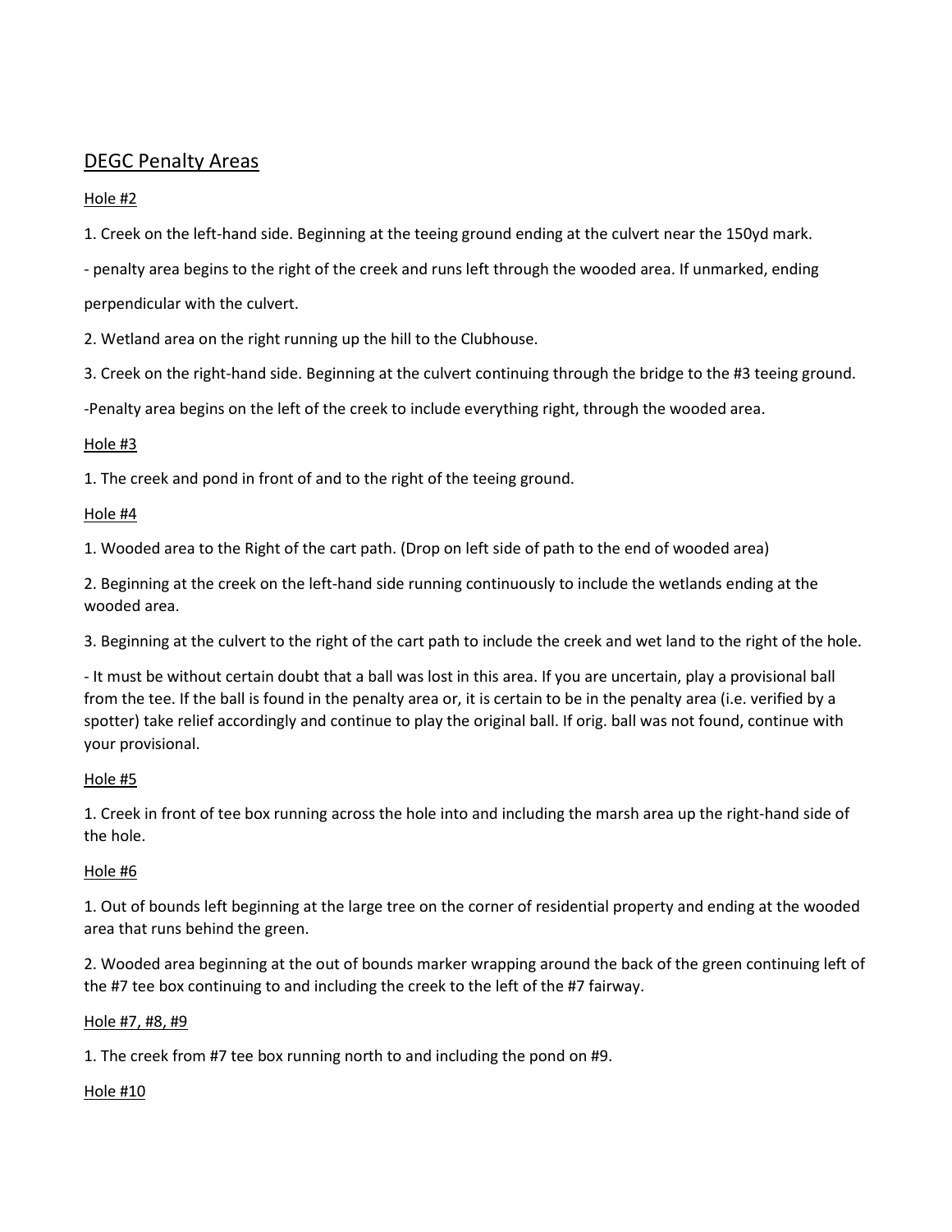## DEGC Penalty Areas

### Hole #2

1. Creek on the left-hand side. Beginning at the teeing ground ending at the culvert near the 150yd mark.

- penalty area begins to the right of the creek and runs left through the wooded area. If unmarked, ending perpendicular with the culvert.

2. Wetland area on the right running up the hill to the Clubhouse.

3. Creek on the right-hand side. Beginning at the culvert continuing through the bridge to the #3 teeing ground.

-Penalty area begins on the left of the creek to include everything right, through the wooded area.

### Hole #3

1. The creek and pond in front of and to the right of the teeing ground.

### Hole #4

1. Wooded area to the Right of the cart path. (Drop on left side of path to the end of wooded area)

2. Beginning at the creek on the left-hand side running continuously to include the wetlands ending at the wooded area.

3. Beginning at the culvert to the right of the cart path to include the creek and wet land to the right of the hole.

- It must be without certain doubt that a ball was lost in this area. If you are uncertain, play a provisional ball from the tee. If the ball is found in the penalty area or, it is certain to be in the penalty area (i.e. verified by a spotter) take relief accordingly and continue to play the original ball. If orig. ball was not found, continue with your provisional.

### Hole #5

1. Creek in front of tee box running across the hole into and including the marsh area up the right-hand side of the hole.

### Hole #6

1. Out of bounds left beginning at the large tree on the corner of residential property and ending at the wooded area that runs behind the green.

2. Wooded area beginning at the out of bounds marker wrapping around the back of the green continuing left of the #7 tee box continuing to and including the creek to the left of the #7 fairway.

### Hole #7, #8, #9

1. The creek from #7 tee box running north to and including the pond on #9.

### Hole #10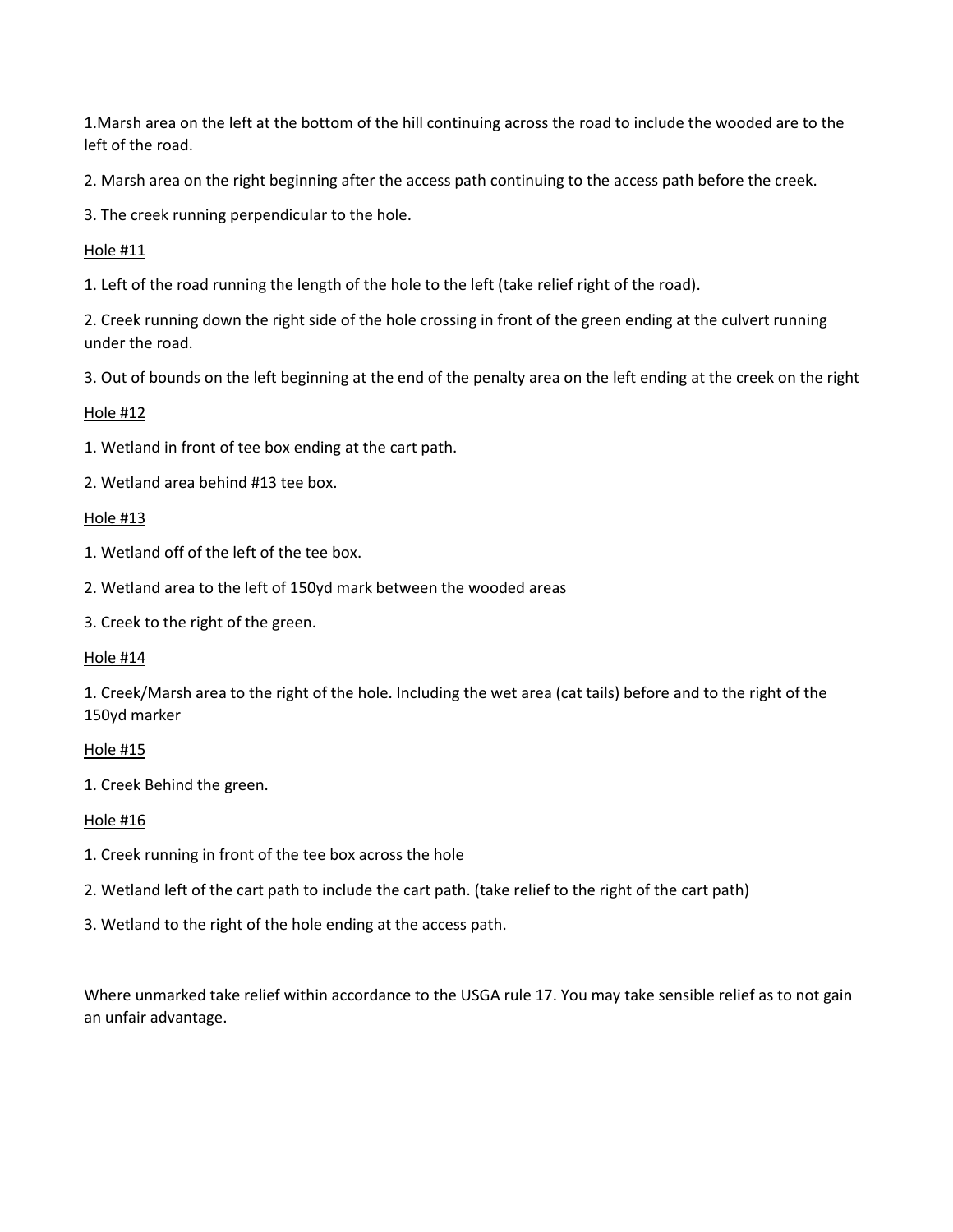1.Marsh area on the left at the bottom of the hill continuing across the road to include the wooded are to the left of the road.

2. Marsh area on the right beginning after the access path continuing to the access path before the creek.

3. The creek running perpendicular to the hole.

<u>Hole #11</u>

1. Left of the road running the length of the hole to the left (take relief right of the road).

2. Creek running down the right side of the hole crossing in front of the green ending at the culvert running under the road.

3. Out of bounds on the left beginning at the end of the penalty area on the left ending at the creek on the right

<u>Hole #12</u>

1. Wetland in front of tee box ending at the cart path.

2. Wetland area behind #13 tee box.

<u>Hole #13</u>

1. Wetland off of the left of the tee box.

2. Wetland area to the left of 150yd mark between the wooded areas

3. Creek to the right of the green.

<u>Hole #14</u>

1. Creek/Marsh area to the right of the hole. Including the wet area (cat tails) before and to the right of the 150yd marker

<u>Hole #15</u>

1. Creek Behind the green.

<u>Hole #16</u>

1. Creek running in front of the tee box across the hole

2. Wetland left of the cart path to include the cart path. (take relief to the right of the cart path)

3. Wetland to the right of the hole ending at the access path.

Where unmarked take relief within accordance to the USGA rule 17. You may take sensible relief as to not gain an unfair advantage.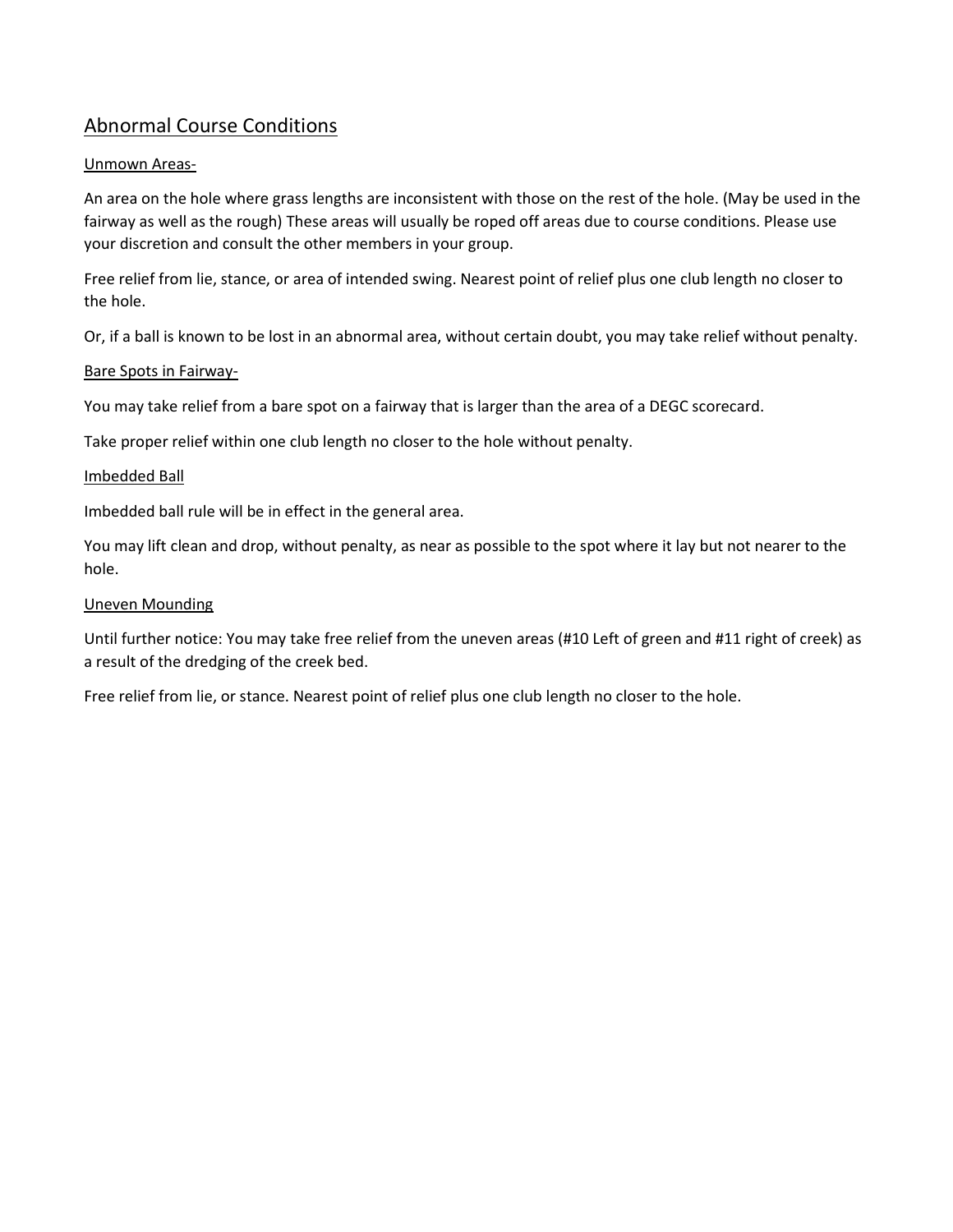## Abnormal Course Conditions

### Unmown Areas-

An area on the hole where grass lengths are inconsistent with those on the rest of the hole. (May be used in the fairway as well as the rough) These areas will usually be roped off areas due to course conditions. Please use your discretion and consult the other members in your group.

Free relief from lie, stance, or area of intended swing. Nearest point of relief plus one club length no closer to the hole.

Or, if a ball is known to be lost in an abnormal area, without certain doubt, you may take relief without penalty.

### Bare Spots in Fairway-

You may take relief from a bare spot on a fairway that is larger than the area of a DEGC scorecard.

Take proper relief within one club length no closer to the hole without penalty.

### Imbedded Ball

Imbedded ball rule will be in effect in the general area.

You may lift clean and drop, without penalty, as near as possible to the spot where it lay but not nearer to the hole.

### Uneven Mounding

Until further notice: You may take free relief from the uneven areas (#10 Left of green and #11 right of creek) as a result of the dredging of the creek bed.

Free relief from lie, or stance. Nearest point of relief plus one club length no closer to the hole.